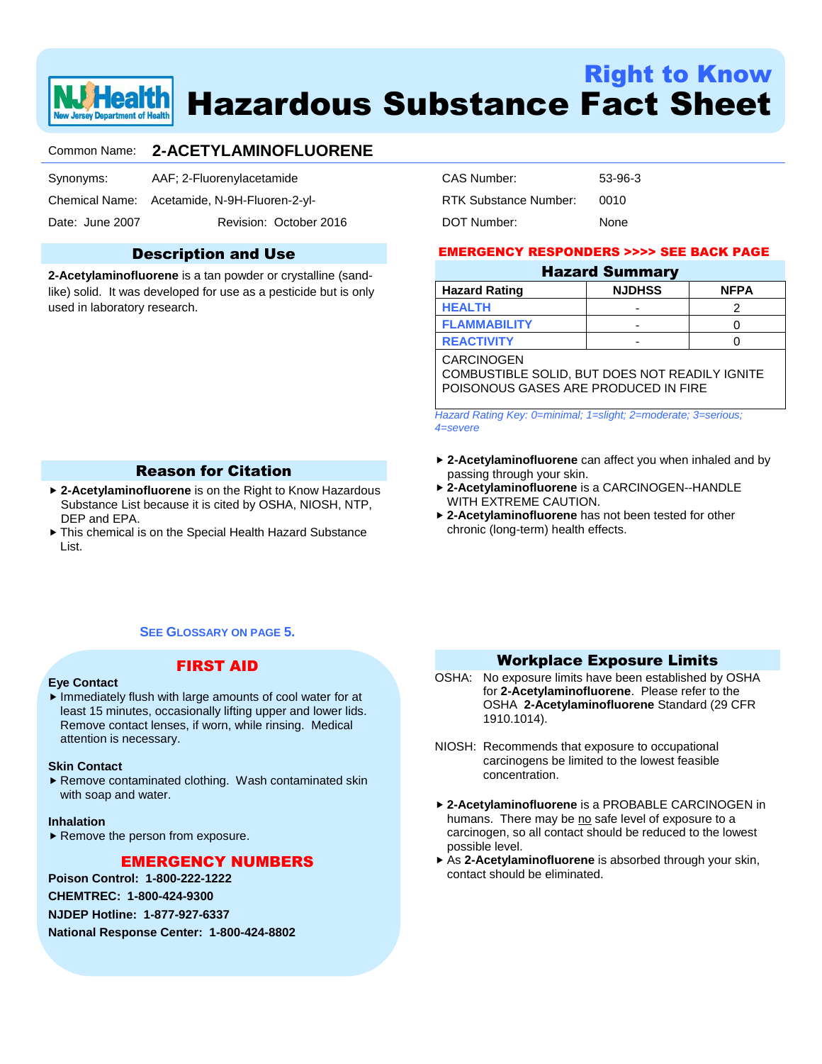# Right to Know
# Hazardous Substance Fact Sheet

Common Name: **2-ACETYLAMINOFLUORENE**

Synonyms: AAF; 2-Fluorenylacetamide

Chemical Name: Acetamide, N-9H-Fluoren-2-yl-

Date: June 2007 Revision: October 2016

CAS Number: 53-96-3

RTK Substance Number: 0010

DOT Number: None

## Description and Use

**2-Acetylaminofluorene** is a tan powder or crystalline (sand-like) solid. It was developed for use as a pesticide but is only used in laboratory research.

## Reason for Citation

- **2-Acetylaminofluorene** is on the Right to Know Hazardous Substance List because it is cited by OSHA, NIOSH, NTP, DEP and EPA.
- This chemical is on the Special Health Hazard Substance List.

**SEE GLOSSARY ON PAGE 5.**

**EMERGENCY RESPONDERS >>>> SEE BACK PAGE**

## Hazard Summary

| Hazard Rating | NJDHSS | NFPA |
|---|---|---|
| HEALTH | - | 2 |
| FLAMMABILITY | - | 0 |
| REACTIVITY | - | 0 |

CARCINOGEN
COMBUSTIBLE SOLID, BUT DOES NOT READILY IGNITE
POISONOUS GASES ARE PRODUCED IN FIRE

*Hazard Rating Key: 0=minimal; 1=slight; 2=moderate; 3=serious; 4=severe*

- **2-Acetylaminofluorene** can affect you when inhaled and by passing through your skin.
- **2-Acetylaminofluorene** is a CARCINOGEN--HANDLE WITH EXTREME CAUTION.
- **2-Acetylaminofluorene** has not been tested for other chronic (long-term) health effects.

## FIRST AID

**Eye Contact**

- Immediately flush with large amounts of cool water for at least 15 minutes, occasionally lifting upper and lower lids. Remove contact lenses, if worn, while rinsing. Medical attention is necessary.

**Skin Contact**

- Remove contaminated clothing. Wash contaminated skin with soap and water.

**Inhalation**

- Remove the person from exposure.

## EMERGENCY NUMBERS

**Poison Control: 1-800-222-1222**

**CHEMTREC: 1-800-424-9300**

**NJDEP Hotline: 1-877-927-6337**

**National Response Center: 1-800-424-8802**

## Workplace Exposure Limits

OSHA: No exposure limits have been established by OSHA for **2-Acetylaminofluorene**. Please refer to the OSHA **2-Acetylaminofluorene** Standard (29 CFR 1910.1014).

NIOSH: Recommends that exposure to occupational carcinogens be limited to the lowest feasible concentration.

- **2-Acetylaminofluorene** is a PROBABLE CARCINOGEN in humans. There may be no safe level of exposure to a carcinogen, so all contact should be reduced to the lowest possible level.
- As **2-Acetylaminofluorene** is absorbed through your skin, contact should be eliminated.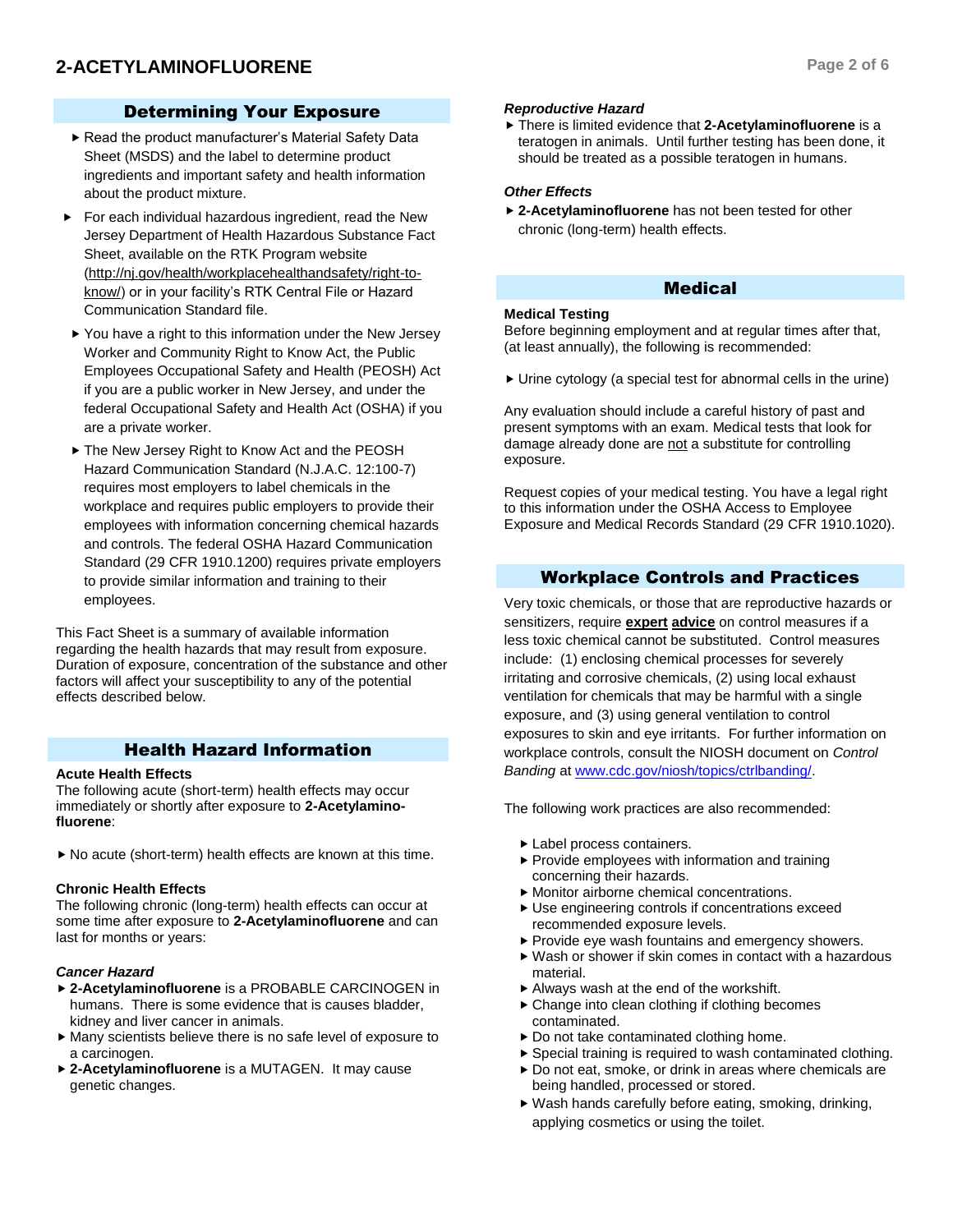## Determining Your Exposure

- Read the product manufacturer's Material Safety Data Sheet (MSDS) and the label to determine product ingredients and important safety and health information about the product mixture.
- For each individual hazardous ingredient, read the New Jersey Department of Health Hazardous Substance Fact Sheet, available on the RTK Program website (http://nj.gov/health/workplacehealthandsafety/right-to-know/) or in your facility's RTK Central File or Hazard Communication Standard file.
- You have a right to this information under the New Jersey Worker and Community Right to Know Act, the Public Employees Occupational Safety and Health (PEOSH) Act if you are a public worker in New Jersey, and under the federal Occupational Safety and Health Act (OSHA) if you are a private worker.
- The New Jersey Right to Know Act and the PEOSH Hazard Communication Standard (N.J.A.C. 12:100-7) requires most employers to label chemicals in the workplace and requires public employers to provide their employees with information concerning chemical hazards and controls. The federal OSHA Hazard Communication Standard (29 CFR 1910.1200) requires private employers to provide similar information and training to their employees.

This Fact Sheet is a summary of available information regarding the health hazards that may result from exposure. Duration of exposure, concentration of the substance and other factors will affect your susceptibility to any of the potential effects described below.

## Health Hazard Information

**Acute Health Effects**
The following acute (short-term) health effects may occur immediately or shortly after exposure to **2-Acetylamino-fluorene**:

- No acute (short-term) health effects are known at this time.

**Chronic Health Effects**
The following chronic (long-term) health effects can occur at some time after exposure to **2-Acetylaminofluorene** and can last for months or years:

***Cancer Hazard***

- **2-Acetylaminofluorene** is a PROBABLE CARCINOGEN in humans. There is some evidence that is causes bladder, kidney and liver cancer in animals.
- Many scientists believe there is no safe level of exposure to a carcinogen.
- **2-Acetylaminofluorene** is a MUTAGEN. It may cause genetic changes.

***Reproductive Hazard***

- There is limited evidence that **2-Acetylaminofluorene** is a teratogen in animals. Until further testing has been done, it should be treated as a possible teratogen in humans.

***Other Effects***

- **2-Acetylaminofluorene** has not been tested for other chronic (long-term) health effects.

## Medical

**Medical Testing**
Before beginning employment and at regular times after that, (at least annually), the following is recommended:

- Urine cytology (a special test for abnormal cells in the urine)

Any evaluation should include a careful history of past and present symptoms with an exam. Medical tests that look for damage already done are not a substitute for controlling exposure.

Request copies of your medical testing. You have a legal right to this information under the OSHA Access to Employee Exposure and Medical Records Standard (29 CFR 1910.1020).

## Workplace Controls and Practices

Very toxic chemicals, or those that are reproductive hazards or sensitizers, require **expert advice** on control measures if a less toxic chemical cannot be substituted. Control measures include: (1) enclosing chemical processes for severely irritating and corrosive chemicals, (2) using local exhaust ventilation for chemicals that may be harmful with a single exposure, and (3) using general ventilation to control exposures to skin and eye irritants. For further information on workplace controls, consult the NIOSH document on *Control Banding* at www.cdc.gov/niosh/topics/ctrlbanding/.

The following work practices are also recommended:

- Label process containers.
- Provide employees with information and training concerning their hazards.
- Monitor airborne chemical concentrations.
- Use engineering controls if concentrations exceed recommended exposure levels.
- Provide eye wash fountains and emergency showers.
- Wash or shower if skin comes in contact with a hazardous material.
- Always wash at the end of the workshift.
- Change into clean clothing if clothing becomes contaminated.
- Do not take contaminated clothing home.
- Special training is required to wash contaminated clothing.
- Do not eat, smoke, or drink in areas where chemicals are being handled, processed or stored.
- Wash hands carefully before eating, smoking, drinking, applying cosmetics or using the toilet.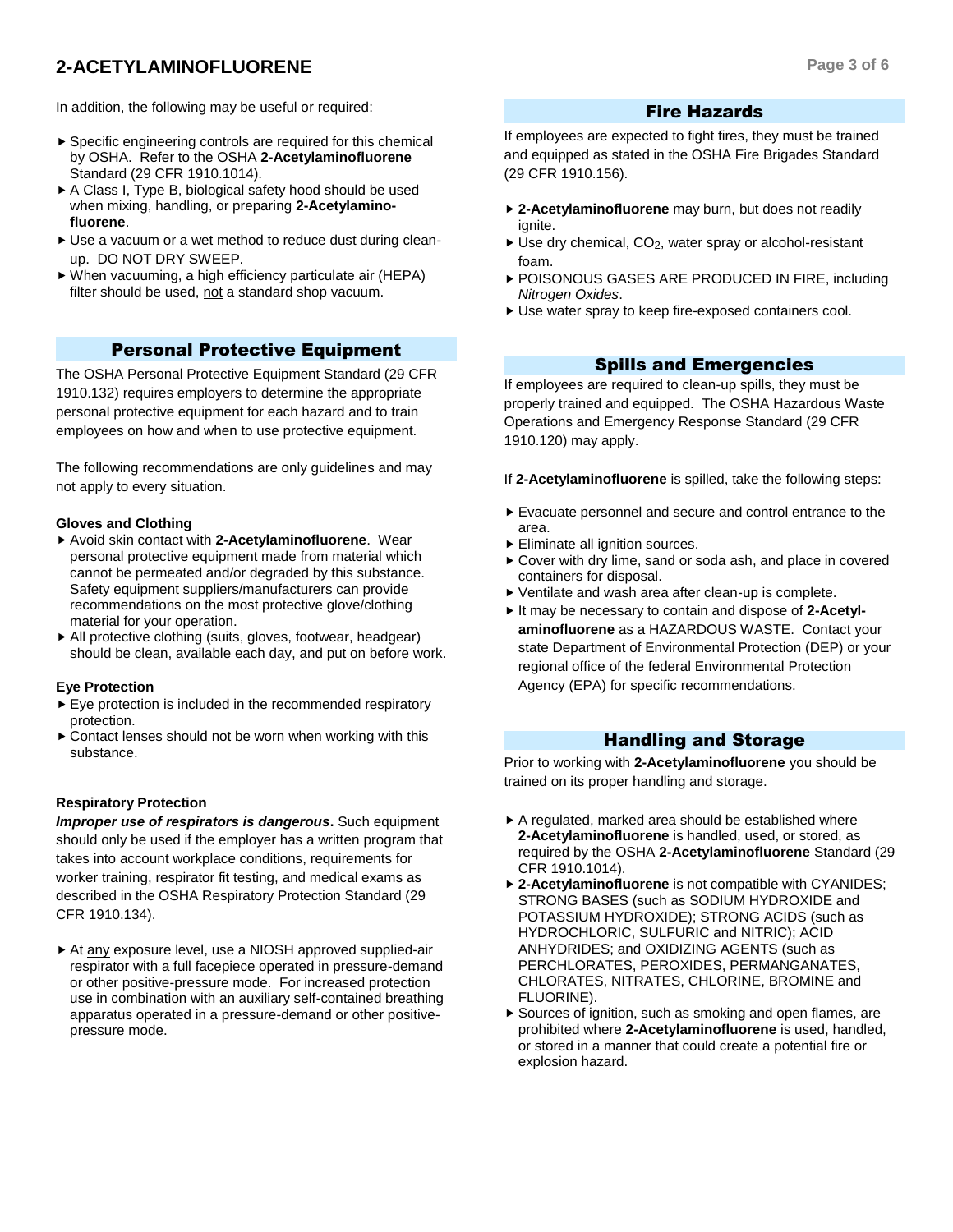In addition, the following may be useful or required:

- Specific engineering controls are required for this chemical by OSHA. Refer to the OSHA **2-Acetylaminofluorene** Standard (29 CFR 1910.1014).
- A Class I, Type B, biological safety hood should be used when mixing, handling, or preparing **2-Acetylaminofluorene**.
- Use a vacuum or a wet method to reduce dust during clean-up. DO NOT DRY SWEEP.
- When vacuuming, a high efficiency particulate air (HEPA) filter should be used, not a standard shop vacuum.

## Personal Protective Equipment

The OSHA Personal Protective Equipment Standard (29 CFR 1910.132) requires employers to determine the appropriate personal protective equipment for each hazard and to train employees on how and when to use protective equipment.

The following recommendations are only guidelines and may not apply to every situation.

**Gloves and Clothing**

- Avoid skin contact with **2-Acetylaminofluorene**. Wear personal protective equipment made from material which cannot be permeated and/or degraded by this substance. Safety equipment suppliers/manufacturers can provide recommendations on the most protective glove/clothing material for your operation.
- All protective clothing (suits, gloves, footwear, headgear) should be clean, available each day, and put on before work.

**Eye Protection**

- Eye protection is included in the recommended respiratory protection.
- Contact lenses should not be worn when working with this substance.

**Respiratory Protection**

***Improper use of respirators is dangerous.*** Such equipment should only be used if the employer has a written program that takes into account workplace conditions, requirements for worker training, respirator fit testing, and medical exams as described in the OSHA Respiratory Protection Standard (29 CFR 1910.134).

- At any exposure level, use a NIOSH approved supplied-air respirator with a full facepiece operated in pressure-demand or other positive-pressure mode. For increased protection use in combination with an auxiliary self-contained breathing apparatus operated in a pressure-demand or other positive-pressure mode.

## Fire Hazards

If employees are expected to fight fires, they must be trained and equipped as stated in the OSHA Fire Brigades Standard (29 CFR 1910.156).

- **2-Acetylaminofluorene** may burn, but does not readily ignite.
- Use dry chemical, $CO_2$, water spray or alcohol-resistant foam.
- POISONOUS GASES ARE PRODUCED IN FIRE, including *Nitrogen Oxides*.
- Use water spray to keep fire-exposed containers cool.

## Spills and Emergencies

If employees are required to clean-up spills, they must be properly trained and equipped. The OSHA Hazardous Waste Operations and Emergency Response Standard (29 CFR 1910.120) may apply.

If **2-Acetylaminofluorene** is spilled, take the following steps:

- Evacuate personnel and secure and control entrance to the area.
- Eliminate all ignition sources.
- Cover with dry lime, sand or soda ash, and place in covered containers for disposal.
- Ventilate and wash area after clean-up is complete.
- It may be necessary to contain and dispose of **2-Acetylaminofluorene** as a HAZARDOUS WASTE. Contact your state Department of Environmental Protection (DEP) or your regional office of the federal Environmental Protection Agency (EPA) for specific recommendations.

## Handling and Storage

Prior to working with **2-Acetylaminofluorene** you should be trained on its proper handling and storage.

- A regulated, marked area should be established where **2-Acetylaminofluorene** is handled, used, or stored, as required by the OSHA **2-Acetylaminofluorene** Standard (29 CFR 1910.1014).
- **2-Acetylaminofluorene** is not compatible with CYANIDES; STRONG BASES (such as SODIUM HYDROXIDE and POTASSIUM HYDROXIDE); STRONG ACIDS (such as HYDROCHLORIC, SULFURIC and NITRIC); ACID ANHYDRIDES; and OXIDIZING AGENTS (such as PERCHLORATES, PEROXIDES, PERMANGANATES, CHLORATES, NITRATES, CHLORINE, BROMINE and FLUORINE).
- Sources of ignition, such as smoking and open flames, are prohibited where **2-Acetylaminofluorene** is used, handled, or stored in a manner that could create a potential fire or explosion hazard.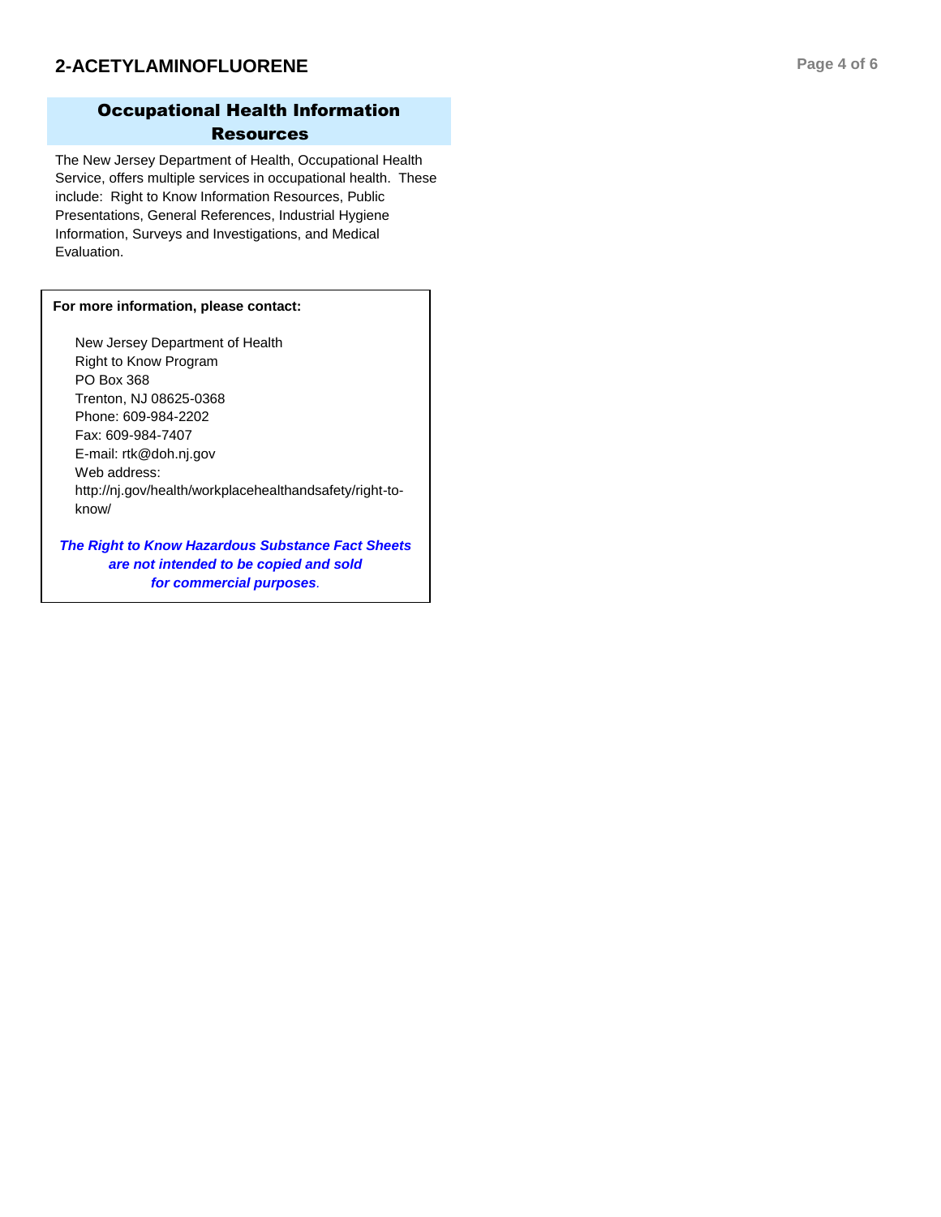## Occupational Health Information Resources

The New Jersey Department of Health, Occupational Health Service, offers multiple services in occupational health. These include: Right to Know Information Resources, Public Presentations, General References, Industrial Hygiene Information, Surveys and Investigations, and Medical Evaluation.

**For more information, please contact:**

New Jersey Department of Health
Right to Know Program
PO Box 368
Trenton, NJ 08625-0368
Phone: 609-984-2202
Fax: 609-984-7407
E-mail: rtk@doh.nj.gov
Web address:
http://nj.gov/health/workplacehealthandsafety/right-to-know/

***The Right to Know Hazardous Substance Fact Sheets are not intended to be copied and sold for commercial purposes.***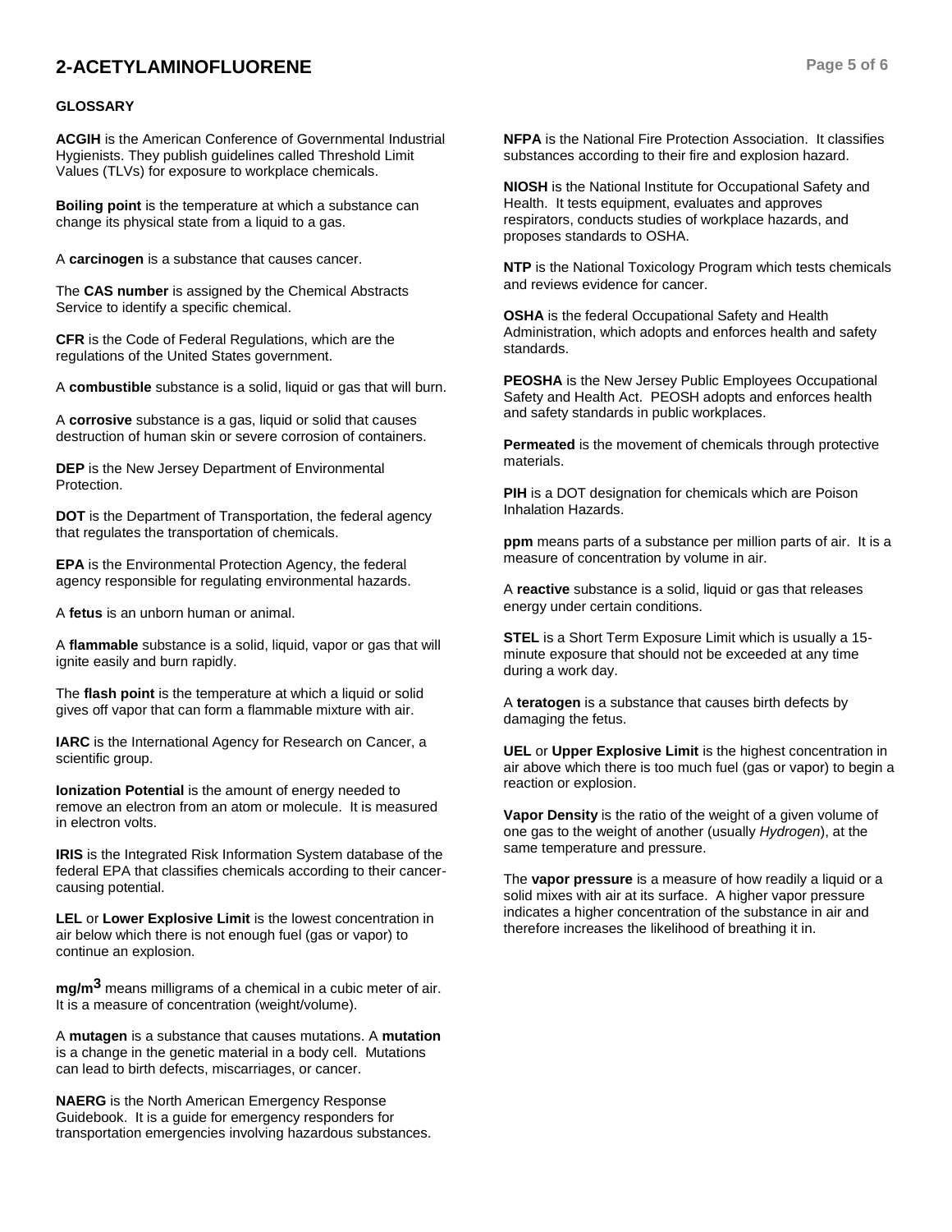## GLOSSARY

**ACGIH** is the American Conference of Governmental Industrial Hygienists. They publish guidelines called Threshold Limit Values (TLVs) for exposure to workplace chemicals.

**Boiling point** is the temperature at which a substance can change its physical state from a liquid to a gas.

A **carcinogen** is a substance that causes cancer.

The **CAS number** is assigned by the Chemical Abstracts Service to identify a specific chemical.

**CFR** is the Code of Federal Regulations, which are the regulations of the United States government.

A **combustible** substance is a solid, liquid or gas that will burn.

A **corrosive** substance is a gas, liquid or solid that causes destruction of human skin or severe corrosion of containers.

**DEP** is the New Jersey Department of Environmental Protection.

**DOT** is the Department of Transportation, the federal agency that regulates the transportation of chemicals.

**EPA** is the Environmental Protection Agency, the federal agency responsible for regulating environmental hazards.

A **fetus** is an unborn human or animal.

A **flammable** substance is a solid, liquid, vapor or gas that will ignite easily and burn rapidly.

The **flash point** is the temperature at which a liquid or solid gives off vapor that can form a flammable mixture with air.

**IARC** is the International Agency for Research on Cancer, a scientific group.

**Ionization Potential** is the amount of energy needed to remove an electron from an atom or molecule. It is measured in electron volts.

**IRIS** is the Integrated Risk Information System database of the federal EPA that classifies chemicals according to their cancer-causing potential.

**LEL** or **Lower Explosive Limit** is the lowest concentration in air below which there is not enough fuel (gas or vapor) to continue an explosion.

**mg/m$^3$** means milligrams of a chemical in a cubic meter of air. It is a measure of concentration (weight/volume).

A **mutagen** is a substance that causes mutations. A **mutation** is a change in the genetic material in a body cell. Mutations can lead to birth defects, miscarriages, or cancer.

**NAERG** is the North American Emergency Response Guidebook. It is a guide for emergency responders for transportation emergencies involving hazardous substances.

**NFPA** is the National Fire Protection Association. It classifies substances according to their fire and explosion hazard.

**NIOSH** is the National Institute for Occupational Safety and Health. It tests equipment, evaluates and approves respirators, conducts studies of workplace hazards, and proposes standards to OSHA.

**NTP** is the National Toxicology Program which tests chemicals and reviews evidence for cancer.

**OSHA** is the federal Occupational Safety and Health Administration, which adopts and enforces health and safety standards.

**PEOSHA** is the New Jersey Public Employees Occupational Safety and Health Act. PEOSH adopts and enforces health and safety standards in public workplaces.

**Permeated** is the movement of chemicals through protective materials.

**PIH** is a DOT designation for chemicals which are Poison Inhalation Hazards.

**ppm** means parts of a substance per million parts of air. It is a measure of concentration by volume in air.

A **reactive** substance is a solid, liquid or gas that releases energy under certain conditions.

**STEL** is a Short Term Exposure Limit which is usually a 15-minute exposure that should not be exceeded at any time during a work day.

A **teratogen** is a substance that causes birth defects by damaging the fetus.

**UEL** or **Upper Explosive Limit** is the highest concentration in air above which there is too much fuel (gas or vapor) to begin a reaction or explosion.

**Vapor Density** is the ratio of the weight of a given volume of one gas to the weight of another (usually *Hydrogen*), at the same temperature and pressure.

The **vapor pressure** is a measure of how readily a liquid or a solid mixes with air at its surface. A higher vapor pressure indicates a higher concentration of the substance in air and therefore increases the likelihood of breathing it in.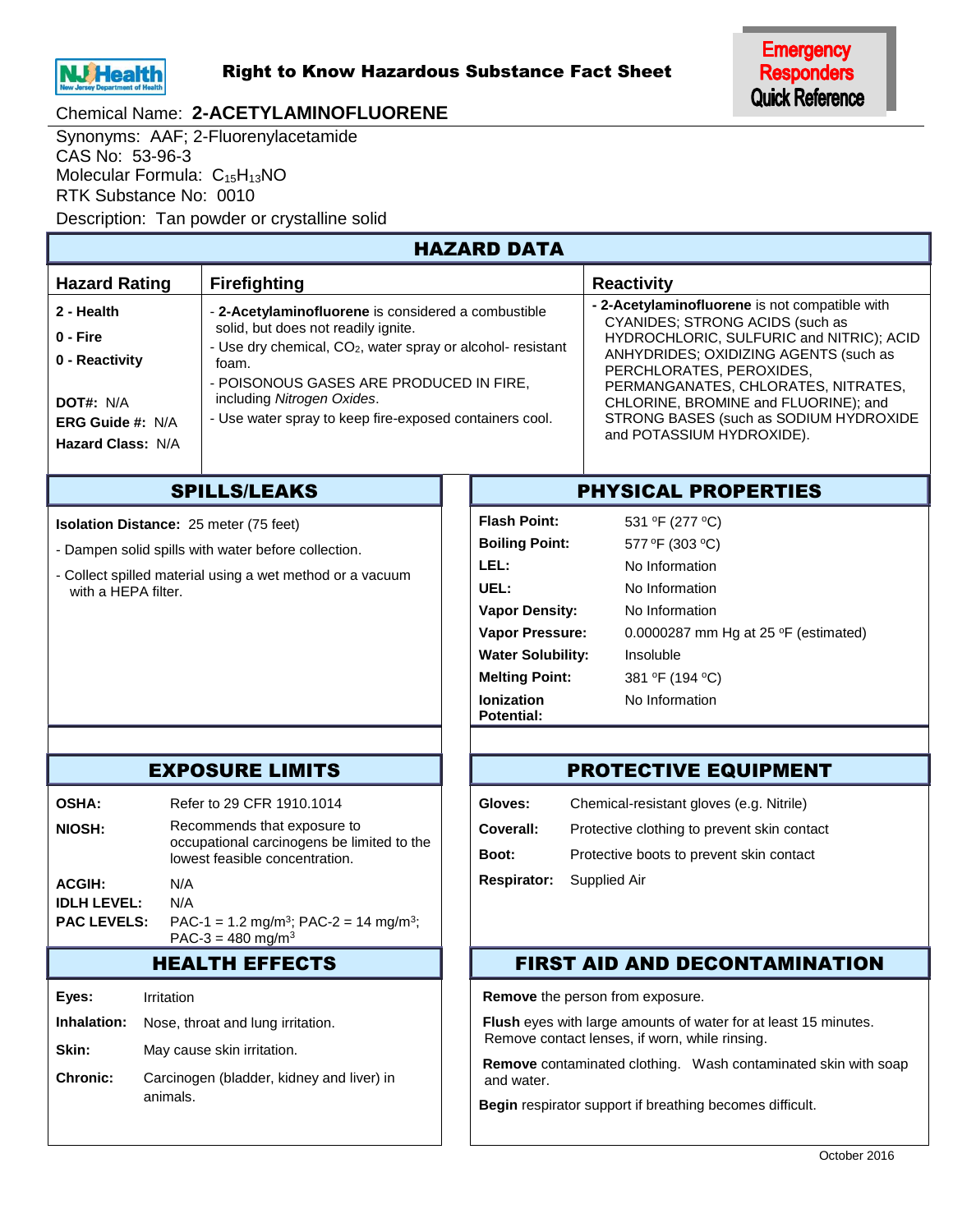Right to Know Hazardous Substance Fact Sheet

Emergency Responders Quick Reference

Chemical Name: **2-ACETYLAMINOFLUORENE**

Synonyms: AAF; 2-Fluorenylacetamide
CAS No: 53-96-3
Molecular Formula: $C_{15}H_{13}NO$
RTK Substance No: 0010
Description: Tan powder or crystalline solid

## HAZARD DATA

| Hazard Rating | Firefighting | Reactivity |
|---|---|---|
| **2 - Health**<br>**0 - Fire**<br>**0 - Reactivity**<br><br>**DOT#:** N/A<br>**ERG Guide #:** N/A<br>**Hazard Class:** N/A | - **2-Acetylaminofluorene** is considered a combustible solid, but does not readily ignite.<br>- Use dry chemical, $CO_2$, water spray or alcohol- resistant foam.<br>- POISONOUS GASES ARE PRODUCED IN FIRE, including *Nitrogen Oxides*.<br>- Use water spray to keep fire-exposed containers cool. | **- 2-Acetylaminofluorene** is not compatible with CYANIDES; STRONG ACIDS (such as HYDROCHLORIC, SULFURIC and NITRIC); ACID ANHYDRIDES; OXIDIZING AGENTS (such as PERCHLORATES, PEROXIDES, PERMANGANATES, CHLORATES, NITRATES, CHLORINE, BROMINE and FLUORINE); and STRONG BASES (such as SODIUM HYDROXIDE and POTASSIUM HYDROXIDE). |

## SPILLS/LEAKS

**Isolation Distance:** 25 meter (75 feet)

- Dampen solid spills with water before collection.
- Collect spilled material using a wet method or a vacuum with a HEPA filter.

## PHYSICAL PROPERTIES

| | |
|---|---|
| **Flash Point:** | 531 °F (277 °C) |
| **Boiling Point:** | 577 °F (303 °C) |
| **LEL:** | No Information |
| **UEL:** | No Information |
| **Vapor Density:** | No Information |
| **Vapor Pressure:** | 0.0000287 mm Hg at 25 °F (estimated) |
| **Water Solubility:** | Insoluble |
| **Melting Point:** | 381 °F (194 °C) |
| **Ionization Potential:** | No Information |

## EXPOSURE LIMITS

| | |
|---|---|
| **OSHA:** | Refer to 29 CFR 1910.1014 |
| **NIOSH:** | Recommends that exposure to occupational carcinogens be limited to the lowest feasible concentration. |
| **ACGIH:** | N/A |
| **IDLH LEVEL:** | N/A |
| **PAC LEVELS:** | PAC-1 = 1.2 mg/m$^3$; PAC-2 = 14 mg/m$^3$; PAC-3 = 480 mg/m$^3$ |

## PROTECTIVE EQUIPMENT

| | |
|---|---|
| **Gloves:** | Chemical-resistant gloves (e.g. Nitrile) |
| **Coverall:** | Protective clothing to prevent skin contact |
| **Boot:** | Protective boots to prevent skin contact |
| **Respirator:** | Supplied Air |

## HEALTH EFFECTS

| | |
|---|---|
| **Eyes:** | Irritation |
| **Inhalation:** | Nose, throat and lung irritation. |
| **Skin:** | May cause skin irritation. |
| **Chronic:** | Carcinogen (bladder, kidney and liver) in animals. |

## FIRST AID AND DECONTAMINATION

**Remove** the person from exposure.

**Flush** eyes with large amounts of water for at least 15 minutes. Remove contact lenses, if worn, while rinsing.

**Remove** contaminated clothing. Wash contaminated skin with soap and water.

**Begin** respirator support if breathing becomes difficult.

October 2016